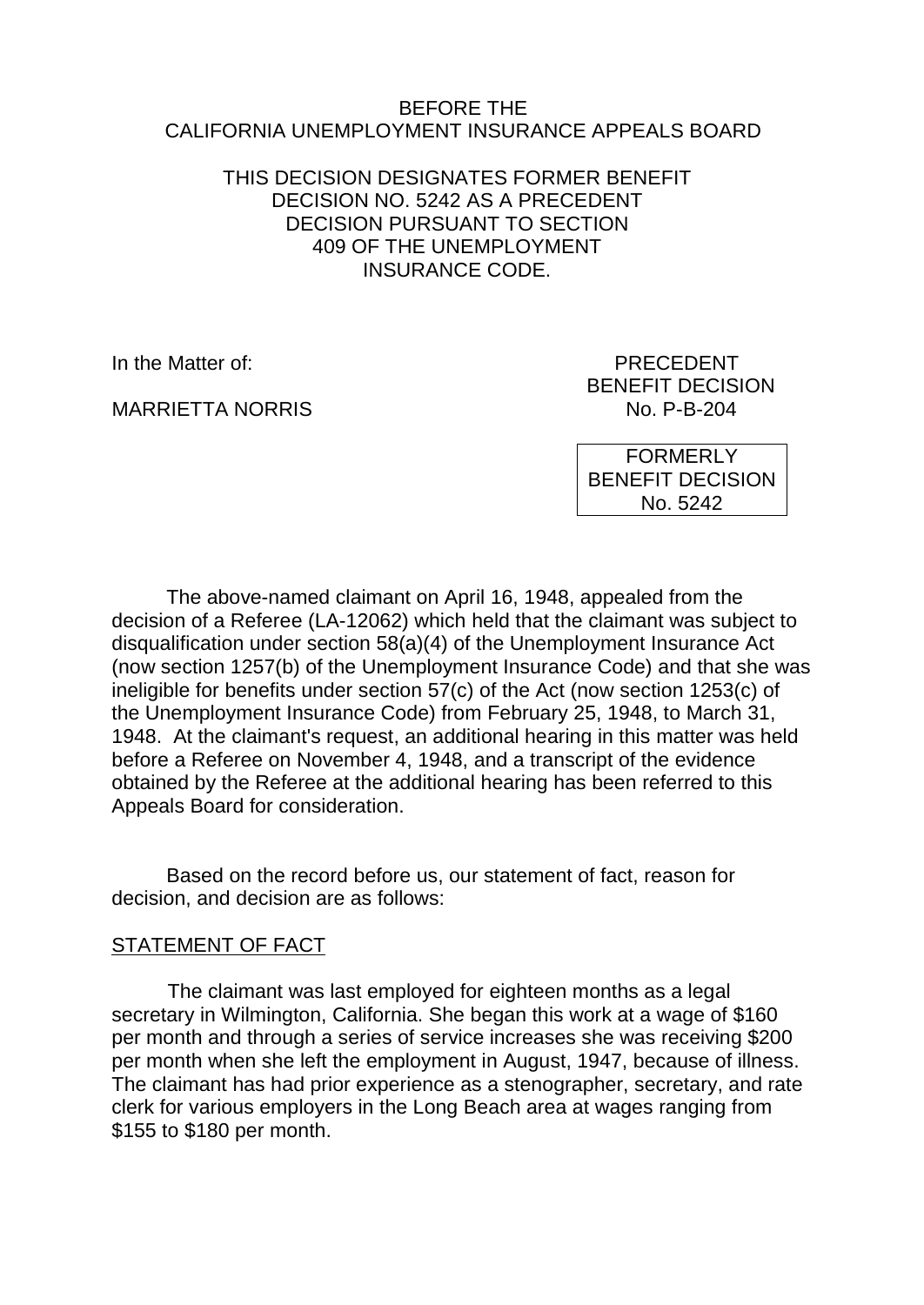BEFORE THE
CALIFORNIA UNEMPLOYMENT INSURANCE APPEALS BOARD

THIS DECISION DESIGNATES FORMER BENEFIT DECISION NO. 5242 AS A PRECEDENT DECISION PURSUANT TO SECTION 409 OF THE UNEMPLOYMENT INSURANCE CODE.

In the Matter of:

MARRIETTA NORRIS

PRECEDENT
BENEFIT DECISION
No. P-B-204

FORMERLY
BENEFIT DECISION
No. 5242

The above-named claimant on April 16, 1948, appealed from the decision of a Referee (LA-12062) which held that the claimant was subject to disqualification under section 58(a)(4) of the Unemployment Insurance Act (now section 1257(b) of the Unemployment Insurance Code) and that she was ineligible for benefits under section 57(c) of the Act (now section 1253(c) of the Unemployment Insurance Code) from February 25, 1948, to March 31, 1948. At the claimant's request, an additional hearing in this matter was held before a Referee on November 4, 1948, and a transcript of the evidence obtained by the Referee at the additional hearing has been referred to this Appeals Board for consideration.

Based on the record before us, our statement of fact, reason for decision, and decision are as follows:

## STATEMENT OF FACT

The claimant was last employed for eighteen months as a legal secretary in Wilmington, California. She began this work at a wage of $160 per month and through a series of service increases she was receiving $200 per month when she left the employment in August, 1947, because of illness. The claimant has had prior experience as a stenographer, secretary, and rate clerk for various employers in the Long Beach area at wages ranging from $155 to $180 per month.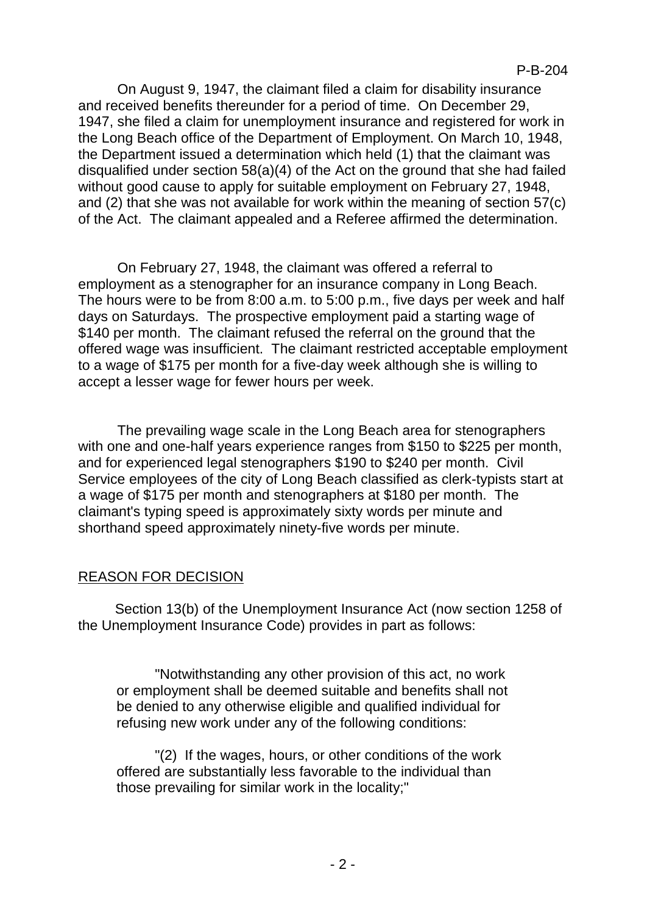On August 9, 1947, the claimant filed a claim for disability insurance and received benefits thereunder for a period of time. On December 29, 1947, she filed a claim for unemployment insurance and registered for work in the Long Beach office of the Department of Employment. On March 10, 1948, the Department issued a determination which held (1) that the claimant was disqualified under section 58(a)(4) of the Act on the ground that she had failed without good cause to apply for suitable employment on February 27, 1948, and (2) that she was not available for work within the meaning of section 57(c) of the Act. The claimant appealed and a Referee affirmed the determination.

On February 27, 1948, the claimant was offered a referral to employment as a stenographer for an insurance company in Long Beach. The hours were to be from 8:00 a.m. to 5:00 p.m., five days per week and half days on Saturdays. The prospective employment paid a starting wage of $140 per month. The claimant refused the referral on the ground that the offered wage was insufficient. The claimant restricted acceptable employment to a wage of $175 per month for a five-day week although she is willing to accept a lesser wage for fewer hours per week.

The prevailing wage scale in the Long Beach area for stenographers with one and one-half years experience ranges from $150 to $225 per month, and for experienced legal stenographers $190 to $240 per month. Civil Service employees of the city of Long Beach classified as clerk-typists start at a wage of $175 per month and stenographers at $180 per month. The claimant's typing speed is approximately sixty words per minute and shorthand speed approximately ninety-five words per minute.

## REASON FOR DECISION

Section 13(b) of the Unemployment Insurance Act (now section 1258 of the Unemployment Insurance Code) provides in part as follows:

> "Notwithstanding any other provision of this act, no work or employment shall be deemed suitable and benefits shall not be denied to any otherwise eligible and qualified individual for refusing new work under any of the following conditions:
>
> "(2) If the wages, hours, or other conditions of the work offered are substantially less favorable to the individual than those prevailing for similar work in the locality;"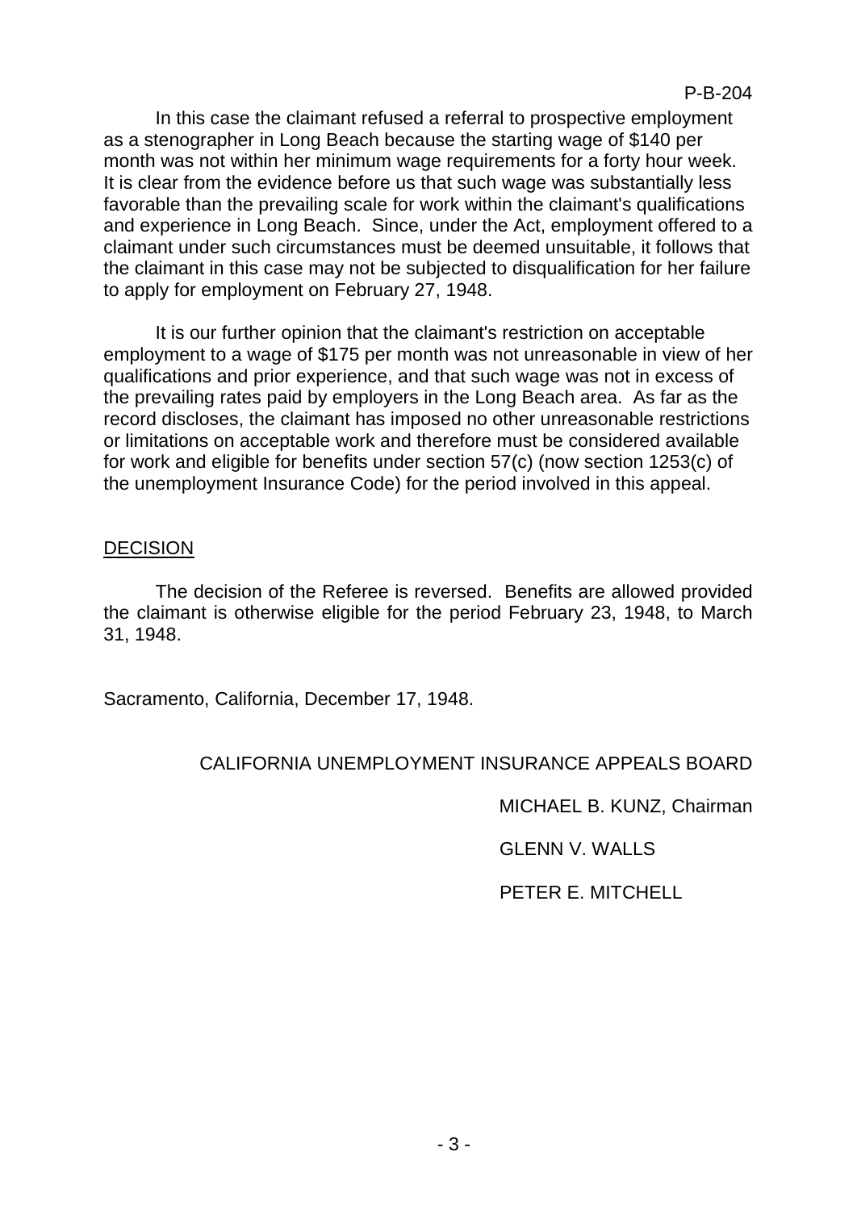In this case the claimant refused a referral to prospective employment as a stenographer in Long Beach because the starting wage of $140 per month was not within her minimum wage requirements for a forty hour week. It is clear from the evidence before us that such wage was substantially less favorable than the prevailing scale for work within the claimant's qualifications and experience in Long Beach. Since, under the Act, employment offered to a claimant under such circumstances must be deemed unsuitable, it follows that the claimant in this case may not be subjected to disqualification for her failure to apply for employment on February 27, 1948.

It is our further opinion that the claimant's restriction on acceptable employment to a wage of $175 per month was not unreasonable in view of her qualifications and prior experience, and that such wage was not in excess of the prevailing rates paid by employers in the Long Beach area. As far as the record discloses, the claimant has imposed no other unreasonable restrictions or limitations on acceptable work and therefore must be considered available for work and eligible for benefits under section 57(c) (now section 1253(c) of the unemployment Insurance Code) for the period involved in this appeal.

## DECISION

The decision of the Referee is reversed. Benefits are allowed provided the claimant is otherwise eligible for the period February 23, 1948, to March 31, 1948.

Sacramento, California, December 17, 1948.

CALIFORNIA UNEMPLOYMENT INSURANCE APPEALS BOARD

MICHAEL B. KUNZ, Chairman

GLENN V. WALLS

PETER E. MITCHELL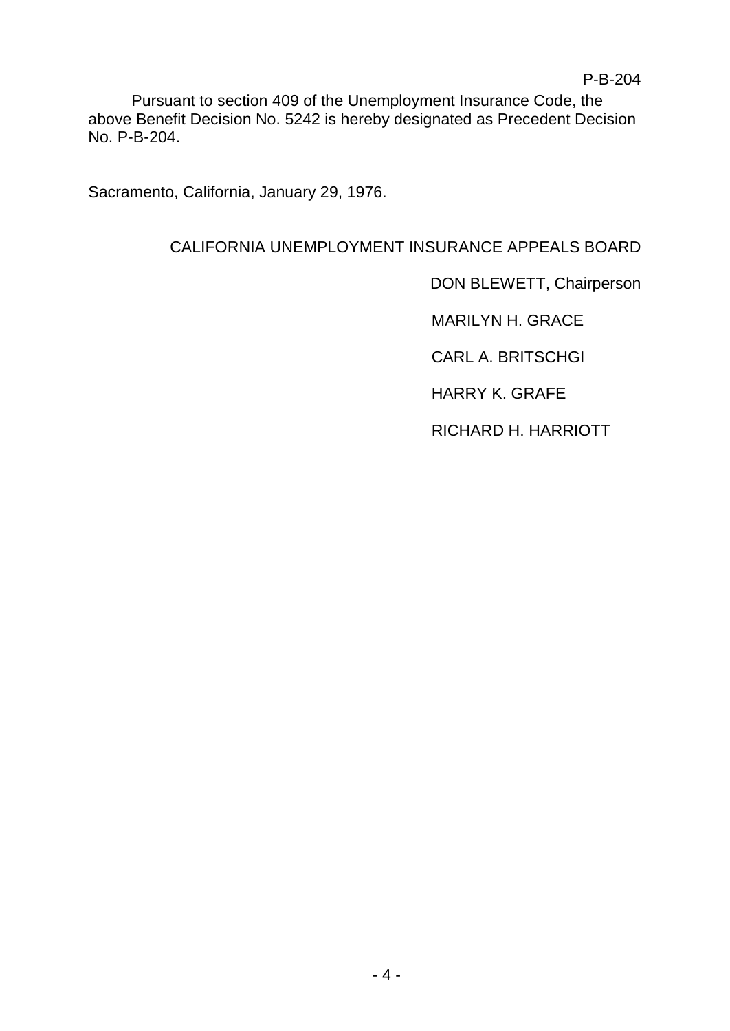P-B-204

Pursuant to section 409 of the Unemployment Insurance Code, the above Benefit Decision No. 5242 is hereby designated as Precedent Decision No. P-B-204.

Sacramento, California, January 29, 1976.

CALIFORNIA UNEMPLOYMENT INSURANCE APPEALS BOARD

DON BLEWETT, Chairperson

MARILYN H. GRACE

CARL A. BRITSCHGI

HARRY K. GRAFE

RICHARD H. HARRIOTT